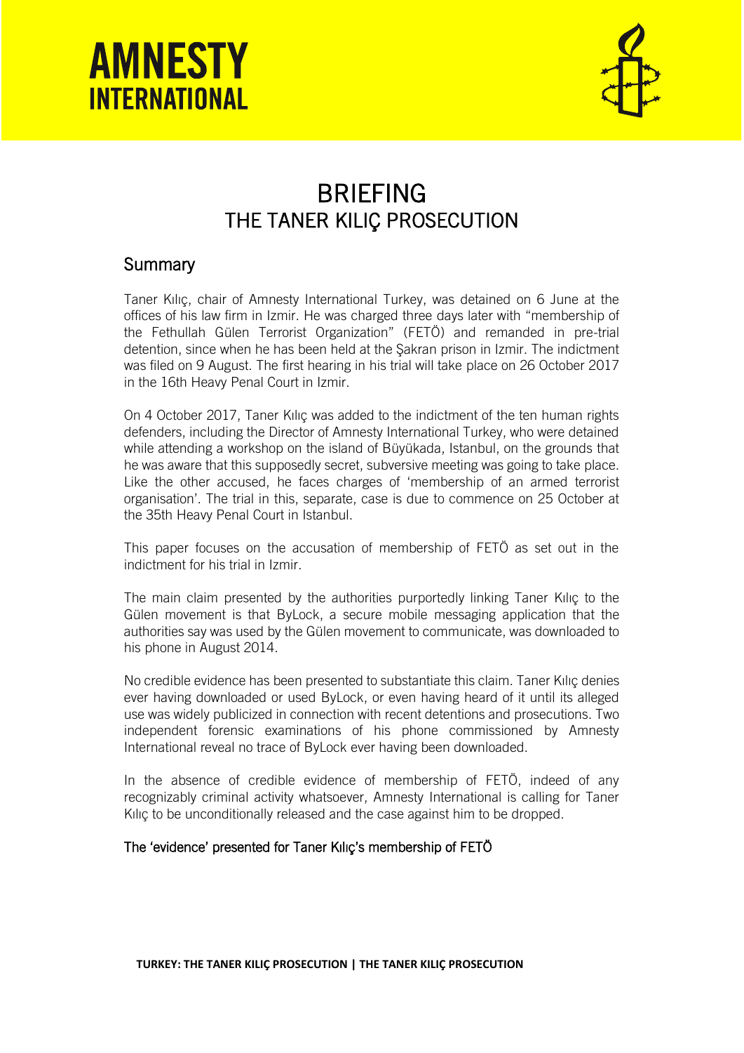# BRIEFING
## THE TANER KILIÇ PROSECUTION

## Summary

Taner Kılıç, chair of Amnesty International Turkey, was detained on 6 June at the offices of his law firm in Izmir. He was charged three days later with "membership of the Fethullah Gülen Terrorist Organization" (FETÖ) and remanded in pre-trial detention, since when he has been held at the Şakran prison in Izmir. The indictment was filed on 9 August. The first hearing in his trial will take place on 26 October 2017 in the 16th Heavy Penal Court in Izmir.

On 4 October 2017, Taner Kılıç was added to the indictment of the ten human rights defenders, including the Director of Amnesty International Turkey, who were detained while attending a workshop on the island of Büyükada, Istanbul, on the grounds that he was aware that this supposedly secret, subversive meeting was going to take place. Like the other accused, he faces charges of 'membership of an armed terrorist organisation'. The trial in this, separate, case is due to commence on 25 October at the 35th Heavy Penal Court in Istanbul.

This paper focuses on the accusation of membership of FETÖ as set out in the indictment for his trial in Izmir.

The main claim presented by the authorities purportedly linking Taner Kılıç to the Gülen movement is that ByLock, a secure mobile messaging application that the authorities say was used by the Gülen movement to communicate, was downloaded to his phone in August 2014.

No credible evidence has been presented to substantiate this claim. Taner Kılıç denies ever having downloaded or used ByLock, or even having heard of it until its alleged use was widely publicized in connection with recent detentions and prosecutions. Two independent forensic examinations of his phone commissioned by Amnesty International reveal no trace of ByLock ever having been downloaded.

In the absence of credible evidence of membership of FETÖ, indeed of any recognizably criminal activity whatsoever, Amnesty International is calling for Taner Kılıç to be unconditionally released and the case against him to be dropped.

### The 'evidence' presented for Taner Kılıç's membership of FETÖ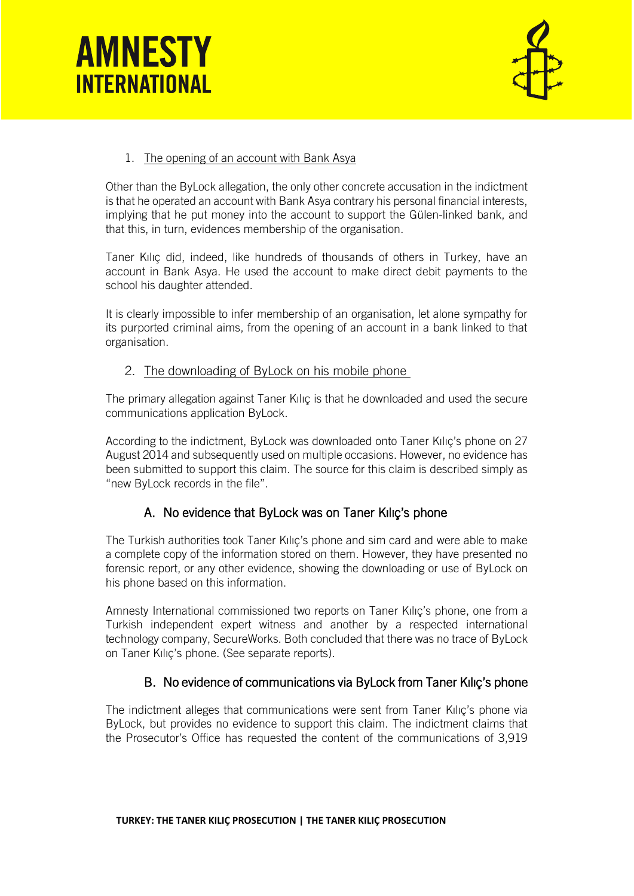1. The opening of an account with Bank Asya

Other than the ByLock allegation, the only other concrete accusation in the indictment is that he operated an account with Bank Asya contrary his personal financial interests, implying that he put money into the account to support the Gülen-linked bank, and that this, in turn, evidences membership of the organisation.

Taner Kılıç did, indeed, like hundreds of thousands of others in Turkey, have an account in Bank Asya. He used the account to make direct debit payments to the school his daughter attended.

It is clearly impossible to infer membership of an organisation, let alone sympathy for its purported criminal aims, from the opening of an account in a bank linked to that organisation.

2. The downloading of ByLock on his mobile phone

The primary allegation against Taner Kılıç is that he downloaded and used the secure communications application ByLock.

According to the indictment, ByLock was downloaded onto Taner Kılıç's phone on 27 August 2014 and subsequently used on multiple occasions. However, no evidence has been submitted to support this claim. The source for this claim is described simply as "new ByLock records in the file".

### A. No evidence that ByLock was on Taner Kılıç's phone

The Turkish authorities took Taner Kılıç's phone and sim card and were able to make a complete copy of the information stored on them. However, they have presented no forensic report, or any other evidence, showing the downloading or use of ByLock on his phone based on this information.

Amnesty International commissioned two reports on Taner Kılıç's phone, one from a Turkish independent expert witness and another by a respected international technology company, SecureWorks. Both concluded that there was no trace of ByLock on Taner Kılıç's phone. (See separate reports).

### B. No evidence of communications via ByLock from Taner Kılıç's phone

The indictment alleges that communications were sent from Taner Kılıç's phone via ByLock, but provides no evidence to support this claim. The indictment claims that the Prosecutor's Office has requested the content of the communications of 3,919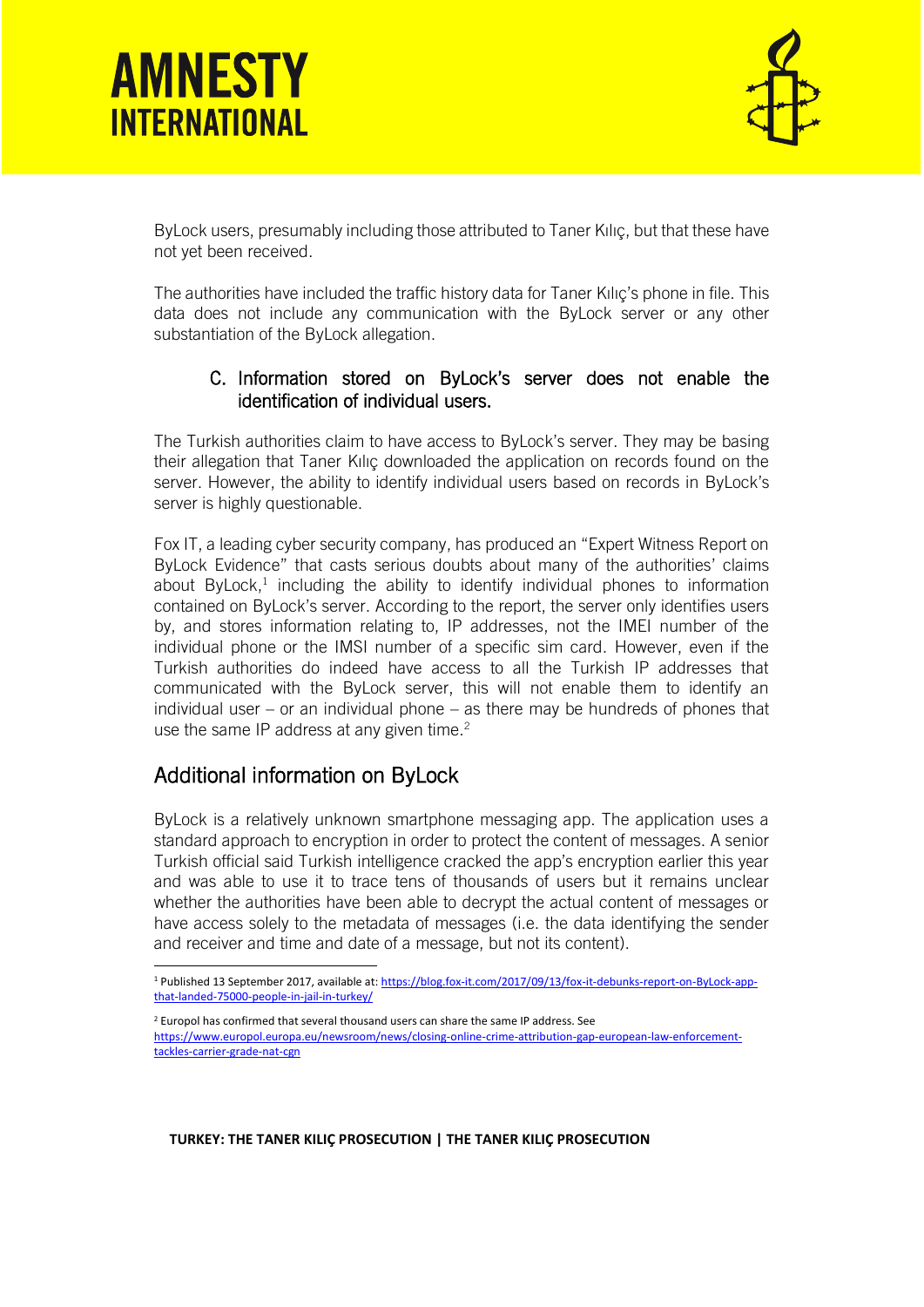ByLock users, presumably including those attributed to Taner Kılıç, but that these have not yet been received.

The authorities have included the traffic history data for Taner Kılıç's phone in file. This data does not include any communication with the ByLock server or any other substantiation of the ByLock allegation.

### C. Information stored on ByLock's server does not enable the identification of individual users.

The Turkish authorities claim to have access to ByLock's server. They may be basing their allegation that Taner Kılıç downloaded the application on records found on the server. However, the ability to identify individual users based on records in ByLock's server is highly questionable.

Fox IT, a leading cyber security company, has produced an "Expert Witness Report on ByLock Evidence" that casts serious doubts about many of the authorities' claims about ByLock,[1] including the ability to identify individual phones to information contained on ByLock's server. According to the report, the server only identifies users by, and stores information relating to, IP addresses, not the IMEI number of the individual phone or the IMSI number of a specific sim card. However, even if the Turkish authorities do indeed have access to all the Turkish IP addresses that communicated with the ByLock server, this will not enable them to identify an individual user – or an individual phone – as there may be hundreds of phones that use the same IP address at any given time.[2]

## Additional information on ByLock

ByLock is a relatively unknown smartphone messaging app. The application uses a standard approach to encryption in order to protect the content of messages. A senior Turkish official said Turkish intelligence cracked the app's encryption earlier this year and was able to use it to trace tens of thousands of users but it remains unclear whether the authorities have been able to decrypt the actual content of messages or have access solely to the metadata of messages (i.e. the data identifying the sender and receiver and time and date of a message, but not its content).

---

[1] Published 13 September 2017, available at: https://blog.fox-it.com/2017/09/13/fox-it-debunks-report-on-ByLock-app-that-landed-75000-people-in-jail-in-turkey/

[2] Europol has confirmed that several thousand users can share the same IP address. See https://www.europol.europa.eu/newsroom/news/closing-online-crime-attribution-gap-european-law-enforcement-tackles-carrier-grade-nat-cgn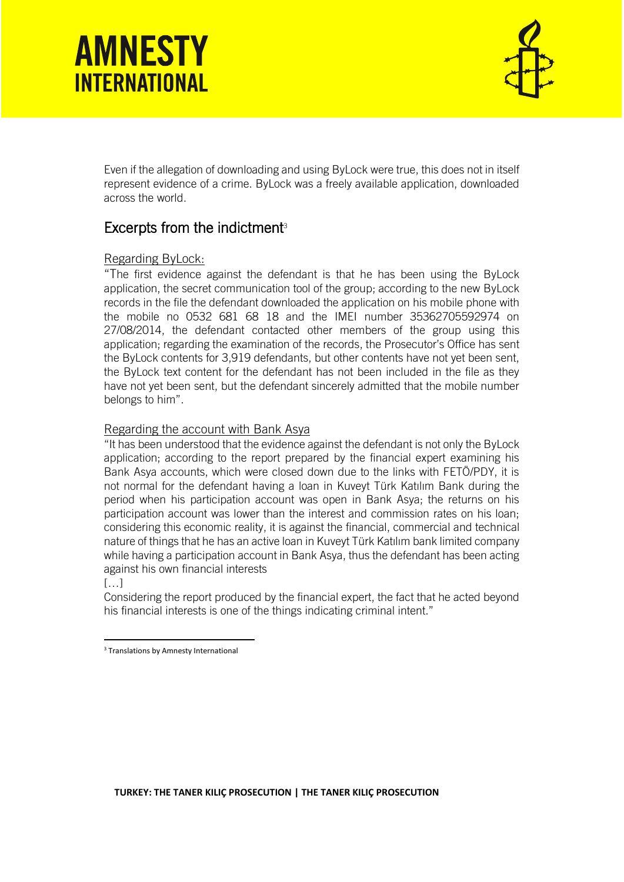Even if the allegation of downloading and using ByLock were true, this does not in itself represent evidence of a crime. ByLock was a freely available application, downloaded across the world.

## Excerpts from the indictment[3]

Regarding ByLock:

"The first evidence against the defendant is that he has been using the ByLock application, the secret communication tool of the group; according to the new ByLock records in the file the defendant downloaded the application on his mobile phone with the mobile no 0532 681 68 18 and the IMEI number 35362705592974 on 27/08/2014, the defendant contacted other members of the group using this application; regarding the examination of the records, the Prosecutor's Office has sent the ByLock contents for 3,919 defendants, but other contents have not yet been sent, the ByLock text content for the defendant has not been included in the file as they have not yet been sent, but the defendant sincerely admitted that the mobile number belongs to him".

Regarding the account with Bank Asya

"It has been understood that the evidence against the defendant is not only the ByLock application; according to the report prepared by the financial expert examining his Bank Asya accounts, which were closed down due to the links with FETÖ/PDY, it is not normal for the defendant having a loan in Kuveyt Türk Katılım Bank during the period when his participation account was open in Bank Asya; the returns on his participation account was lower than the interest and commission rates on his loan; considering this economic reality, it is against the financial, commercial and technical nature of things that he has an active loan in Kuveyt Türk Katılım bank limited company while having a participation account in Bank Asya, thus the defendant has been acting against his own financial interests

[…]

Considering the report produced by the financial expert, the fact that he acted beyond his financial interests is one of the things indicating criminal intent."

---

[3] Translations by Amnesty International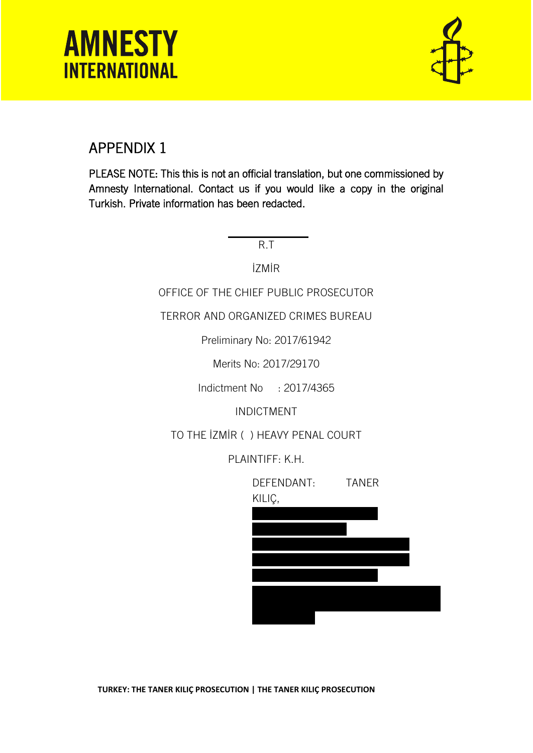# APPENDIX 1

PLEASE NOTE: This this is not an official translation, but one commissioned by Amnesty International. Contact us if you would like a copy in the original Turkish. Private information has been redacted.

R.T

İZMİR

OFFICE OF THE CHIEF PUBLIC PROSECUTOR

TERROR AND ORGANIZED CRIMES BUREAU

Preliminary No: 2017/61942

Merits No: 2017/29170

Indictment No : 2017/4365

INDICTMENT

TO THE İZMİR ( ) HEAVY PENAL COURT

PLAINTIFF: K.H.

DEFENDANT: TANER KILIÇ,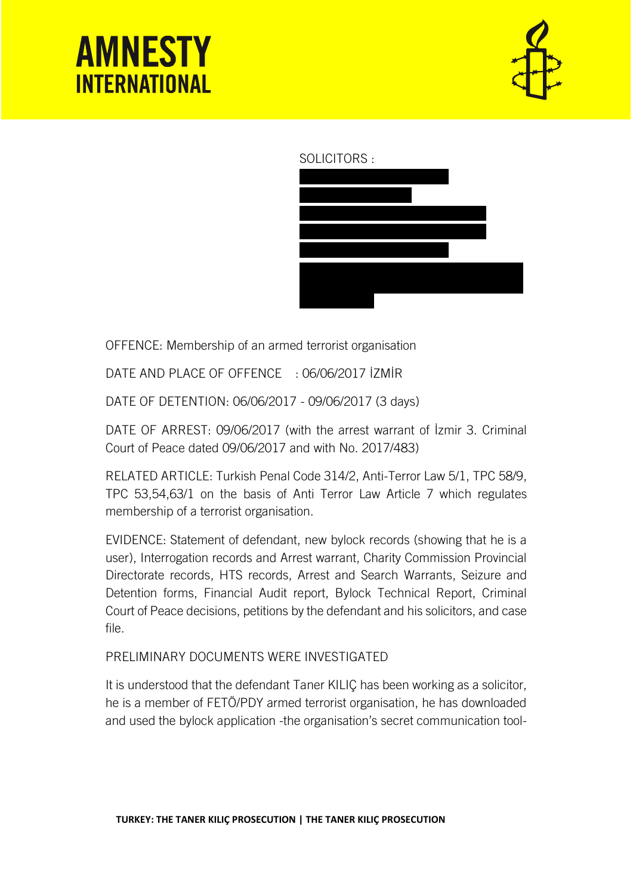SOLICITORS :

OFFENCE: Membership of an armed terrorist organisation

DATE AND PLACE OF OFFENCE : 06/06/2017 İZMİR

DATE OF DETENTION: 06/06/2017 - 09/06/2017 (3 days)

DATE OF ARREST: 09/06/2017 (with the arrest warrant of İzmir 3. Criminal Court of Peace dated 09/06/2017 and with No. 2017/483)

RELATED ARTICLE: Turkish Penal Code 314/2, Anti-Terror Law 5/1, TPC 58/9, TPC 53,54,63/1 on the basis of Anti Terror Law Article 7 which regulates membership of a terrorist organisation.

EVIDENCE: Statement of defendant, new bylock records (showing that he is a user), Interrogation records and Arrest warrant, Charity Commission Provincial Directorate records, HTS records, Arrest and Search Warrants, Seizure and Detention forms, Financial Audit report, Bylock Technical Report, Criminal Court of Peace decisions, petitions by the defendant and his solicitors, and case file.

PRELIMINARY DOCUMENTS WERE INVESTIGATED

It is understood that the defendant Taner KILIÇ has been working as a solicitor, he is a member of FETÖ/PDY armed terrorist organisation, he has downloaded and used the bylock application -the organisation's secret communication tool-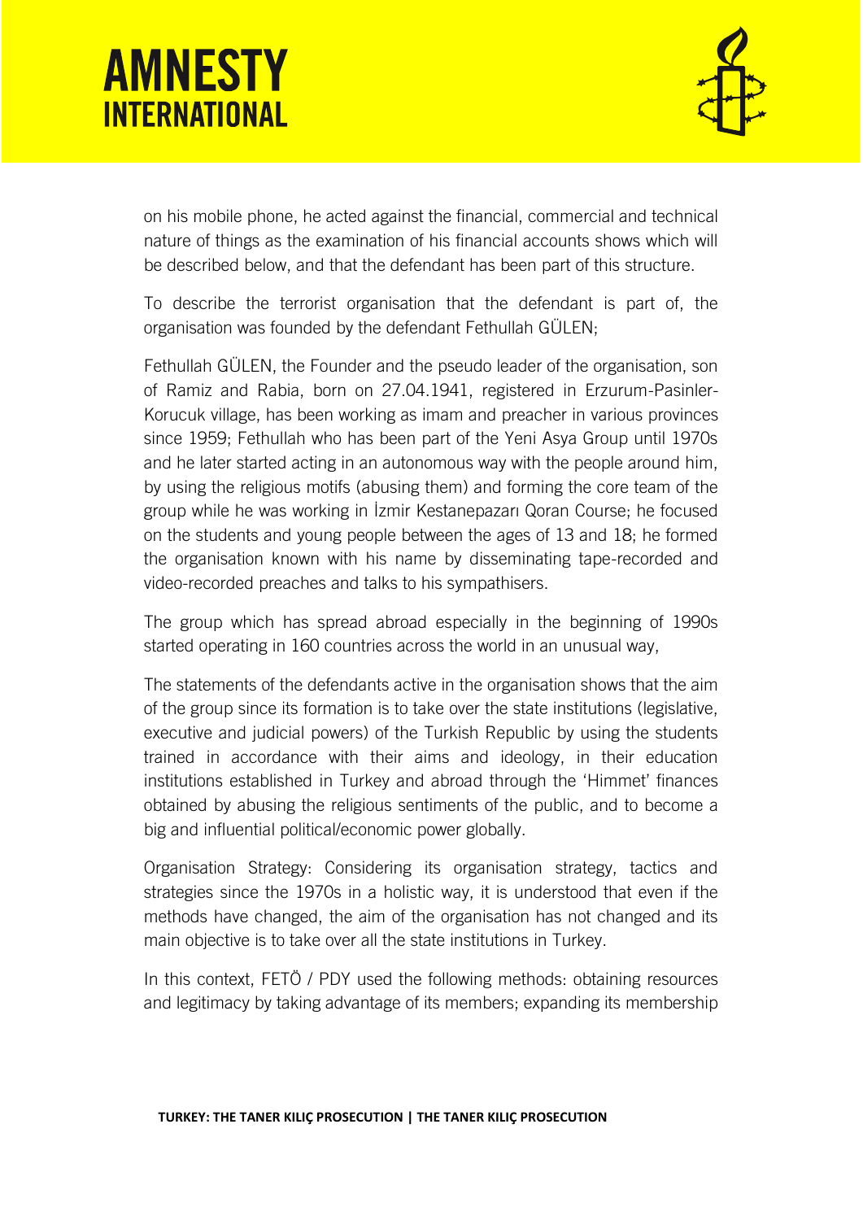on his mobile phone, he acted against the financial, commercial and technical nature of things as the examination of his financial accounts shows which will be described below, and that the defendant has been part of this structure.

To describe the terrorist organisation that the defendant is part of, the organisation was founded by the defendant Fethullah GÜLEN;

Fethullah GÜLEN, the Founder and the pseudo leader of the organisation, son of Ramiz and Rabia, born on 27.04.1941, registered in Erzurum-Pasinler-Korucuk village, has been working as imam and preacher in various provinces since 1959; Fethullah who has been part of the Yeni Asya Group until 1970s and he later started acting in an autonomous way with the people around him, by using the religious motifs (abusing them) and forming the core team of the group while he was working in İzmir Kestanepazarı Qoran Course; he focused on the students and young people between the ages of 13 and 18; he formed the organisation known with his name by disseminating tape-recorded and video-recorded preaches and talks to his sympathisers.

The group which has spread abroad especially in the beginning of 1990s started operating in 160 countries across the world in an unusual way,

The statements of the defendants active in the organisation shows that the aim of the group since its formation is to take over the state institutions (legislative, executive and judicial powers) of the Turkish Republic by using the students trained in accordance with their aims and ideology, in their education institutions established in Turkey and abroad through the 'Himmet' finances obtained by abusing the religious sentiments of the public, and to become a big and influential political/economic power globally.

Organisation Strategy: Considering its organisation strategy, tactics and strategies since the 1970s in a holistic way, it is understood that even if the methods have changed, the aim of the organisation has not changed and its main objective is to take over all the state institutions in Turkey.

In this context, FETÖ / PDY used the following methods: obtaining resources and legitimacy by taking advantage of its members; expanding its membership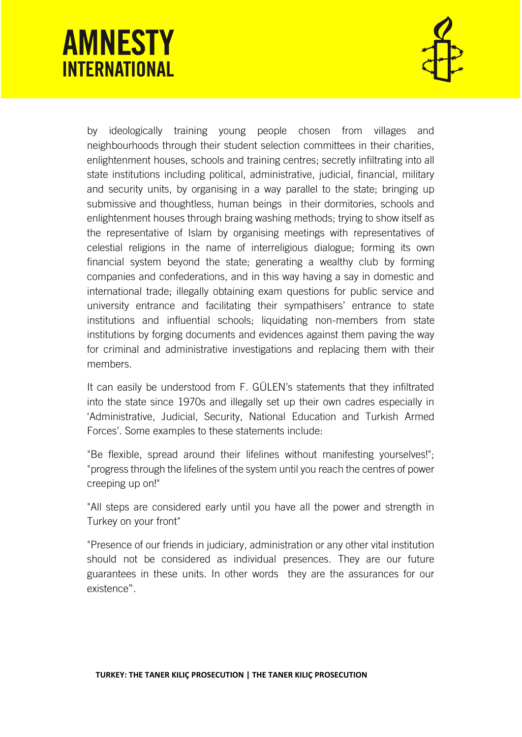by ideologically training young people chosen from villages and neighbourhoods through their student selection committees in their charities, enlightenment houses, schools and training centres; secretly infiltrating into all state institutions including political, administrative, judicial, financial, military and security units, by organising in a way parallel to the state; bringing up submissive and thoughtless, human beings in their dormitories, schools and enlightenment houses through braing washing methods; trying to show itself as the representative of Islam by organising meetings with representatives of celestial religions in the name of interreligious dialogue; forming its own financial system beyond the state; generating a wealthy club by forming companies and confederations, and in this way having a say in domestic and international trade; illegally obtaining exam questions for public service and university entrance and facilitating their sympathisers' entrance to state institutions and influential schools; liquidating non-members from state institutions by forging documents and evidences against them paving the way for criminal and administrative investigations and replacing them with their members.

It can easily be understood from F. GÜLEN's statements that they infiltrated into the state since 1970s and illegally set up their own cadres especially in 'Administrative, Judicial, Security, National Education and Turkish Armed Forces'. Some examples to these statements include:

"Be flexible, spread around their lifelines without manifesting yourselves!"; "progress through the lifelines of the system until you reach the centres of power creeping up on!"

"All steps are considered early until you have all the power and strength in Turkey on your front"

"Presence of our friends in judiciary, administration or any other vital institution should not be considered as individual presences. They are our future guarantees in these units. In other words they are the assurances for our existence".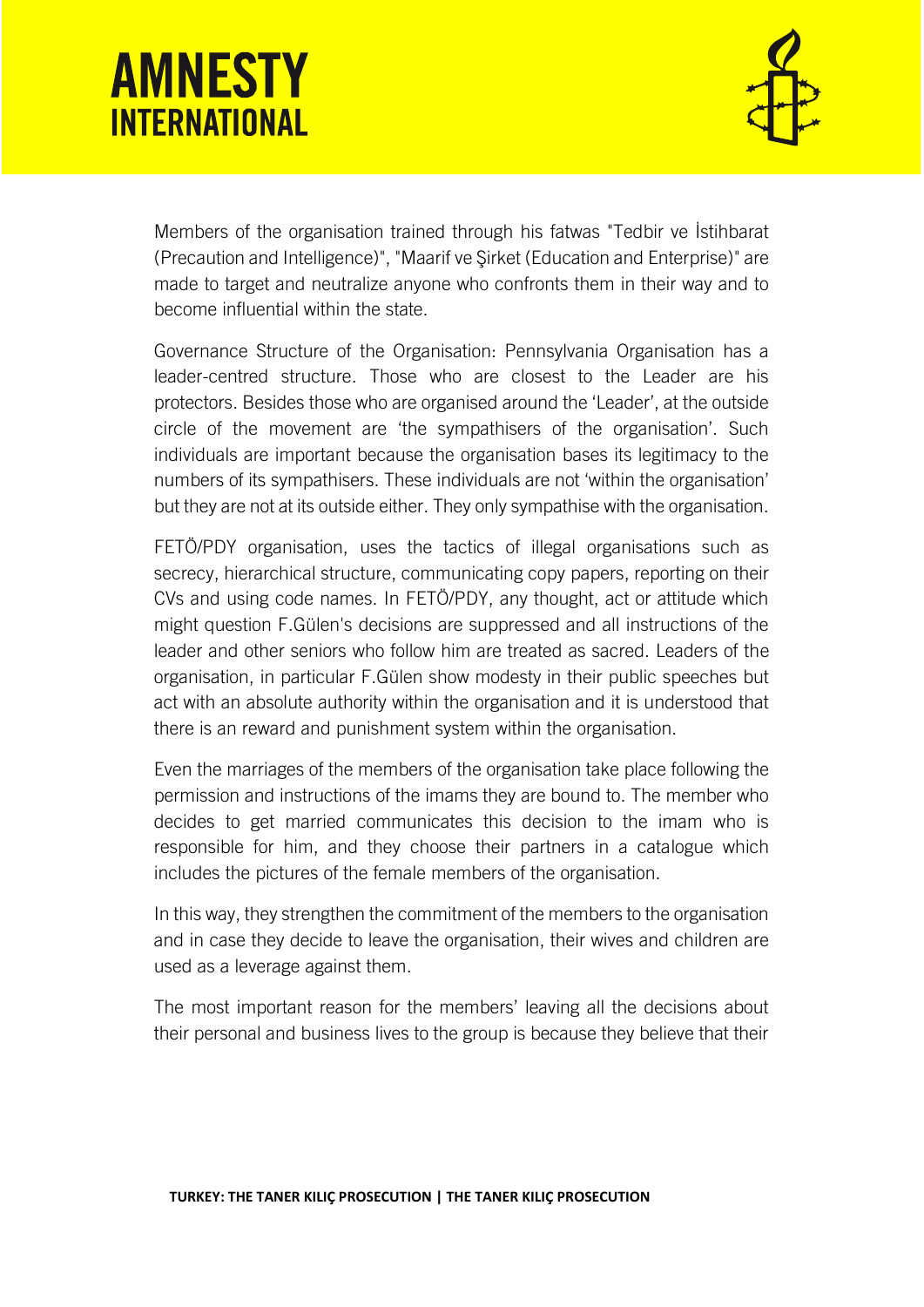Members of the organisation trained through his fatwas "Tedbir ve İstihbarat (Precaution and Intelligence)", "Maarif ve Şirket (Education and Enterprise)" are made to target and neutralize anyone who confronts them in their way and to become influential within the state.

Governance Structure of the Organisation: Pennsylvania Organisation has a leader-centred structure. Those who are closest to the Leader are his protectors. Besides those who are organised around the 'Leader', at the outside circle of the movement are 'the sympathisers of the organisation'. Such individuals are important because the organisation bases its legitimacy to the numbers of its sympathisers. These individuals are not 'within the organisation' but they are not at its outside either. They only sympathise with the organisation.

FETÖ/PDY organisation, uses the tactics of illegal organisations such as secrecy, hierarchical structure, communicating copy papers, reporting on their CVs and using code names. In FETÖ/PDY, any thought, act or attitude which might question F.Gülen's decisions are suppressed and all instructions of the leader and other seniors who follow him are treated as sacred. Leaders of the organisation, in particular F.Gülen show modesty in their public speeches but act with an absolute authority within the organisation and it is understood that there is an reward and punishment system within the organisation.

Even the marriages of the members of the organisation take place following the permission and instructions of the imams they are bound to. The member who decides to get married communicates this decision to the imam who is responsible for him, and they choose their partners in a catalogue which includes the pictures of the female members of the organisation.

In this way, they strengthen the commitment of the members to the organisation and in case they decide to leave the organisation, their wives and children are used as a leverage against them.

The most important reason for the members' leaving all the decisions about their personal and business lives to the group is because they believe that their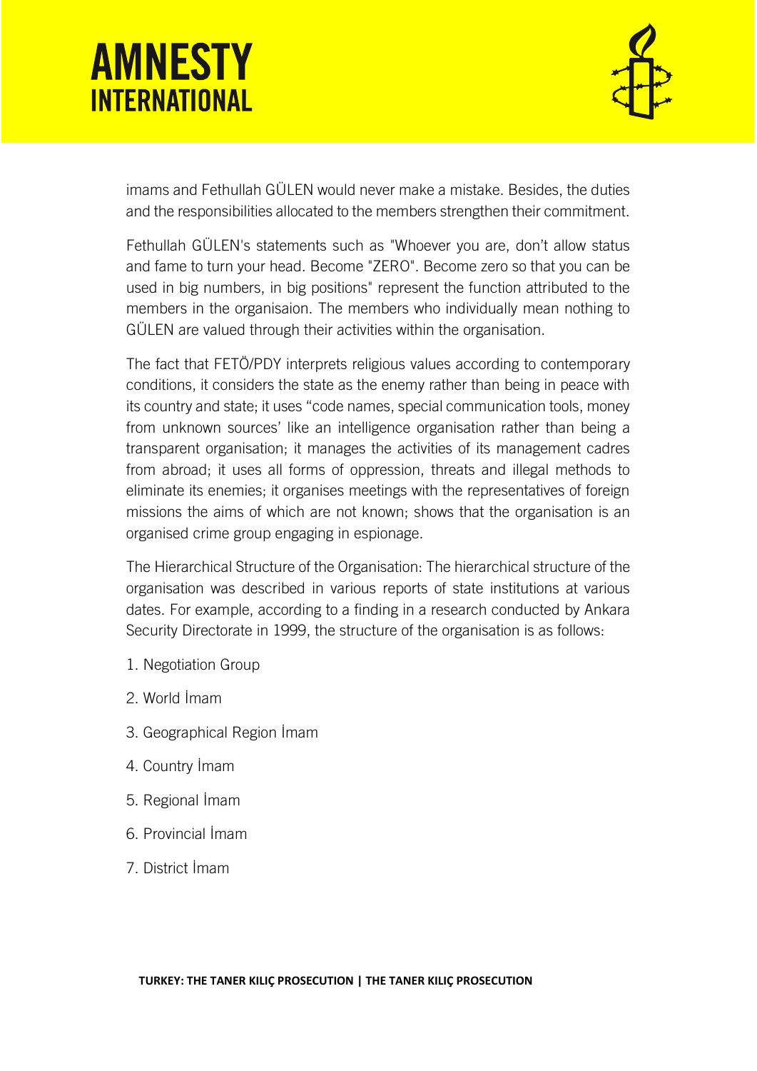imams and Fethullah GÜLEN would never make a mistake. Besides, the duties and the responsibilities allocated to the members strengthen their commitment.

Fethullah GÜLEN's statements such as "Whoever you are, don't allow status and fame to turn your head. Become "ZERO". Become zero so that you can be used in big numbers, in big positions" represent the function attributed to the members in the organisaion. The members who individually mean nothing to GÜLEN are valued through their activities within the organisation.

The fact that FETÖ/PDY interprets religious values according to contemporary conditions, it considers the state as the enemy rather than being in peace with its country and state; it uses "code names, special communication tools, money from unknown sources' like an intelligence organisation rather than being a transparent organisation; it manages the activities of its management cadres from abroad; it uses all forms of oppression, threats and illegal methods to eliminate its enemies; it organises meetings with the representatives of foreign missions the aims of which are not known; shows that the organisation is an organised crime group engaging in espionage.

The Hierarchical Structure of the Organisation: The hierarchical structure of the organisation was described in various reports of state institutions at various dates. For example, according to a finding in a research conducted by Ankara Security Directorate in 1999, the structure of the organisation is as follows:

1. Negotiation Group
2. World İmam
3. Geographical Region İmam
4. Country İmam
5. Regional İmam
6. Provincial İmam
7. District İmam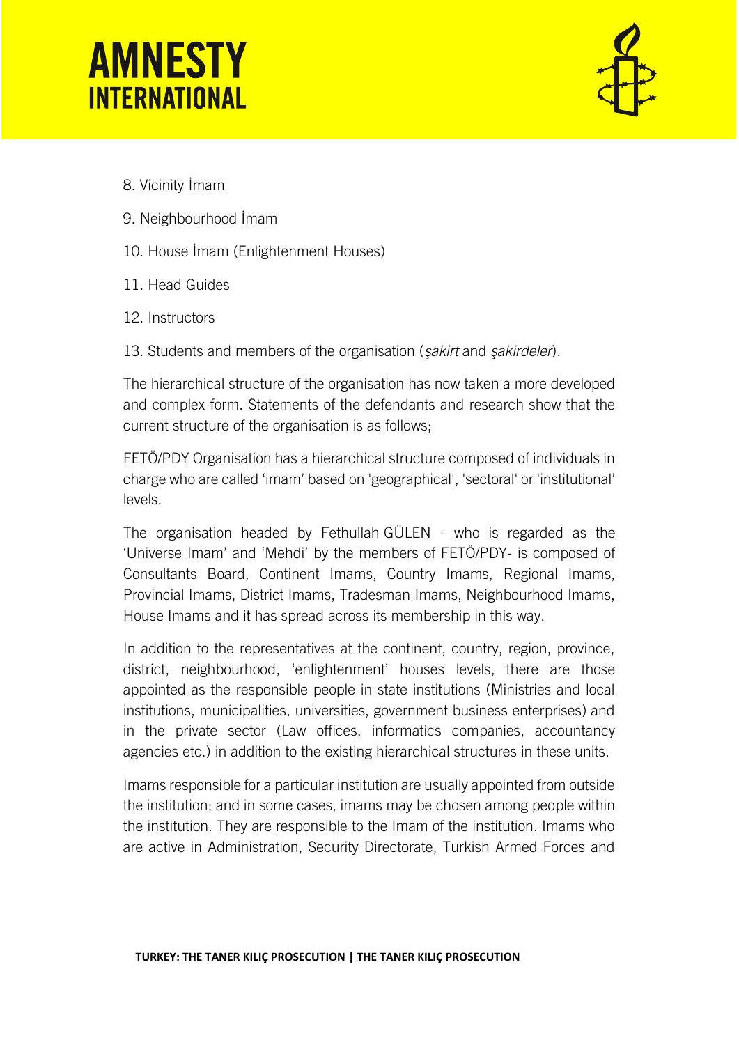8. Vicinity İmam

9. Neighbourhood İmam

10. House İmam (Enlightenment Houses)

11. Head Guides

12. Instructors

13. Students and members of the organisation (*şakirt* and *şakirdeler*).

The hierarchical structure of the organisation has now taken a more developed and complex form. Statements of the defendants and research show that the current structure of the organisation is as follows;

FETÖ/PDY Organisation has a hierarchical structure composed of individuals in charge who are called 'imam' based on 'geographical', 'sectoral' or 'institutional' levels.

The organisation headed by Fethullah GÜLEN - who is regarded as the 'Universe Imam' and 'Mehdi' by the members of FETÖ/PDY- is composed of Consultants Board, Continent Imams, Country Imams, Regional Imams, Provincial Imams, District Imams, Tradesman Imams, Neighbourhood Imams, House Imams and it has spread across its membership in this way.

In addition to the representatives at the continent, country, region, province, district, neighbourhood, 'enlightenment' houses levels, there are those appointed as the responsible people in state institutions (Ministries and local institutions, municipalities, universities, government business enterprises) and in the private sector (Law offices, informatics companies, accountancy agencies etc.) in addition to the existing hierarchical structures in these units.

Imams responsible for a particular institution are usually appointed from outside the institution; and in some cases, imams may be chosen among people within the institution. They are responsible to the Imam of the institution. Imams who are active in Administration, Security Directorate, Turkish Armed Forces and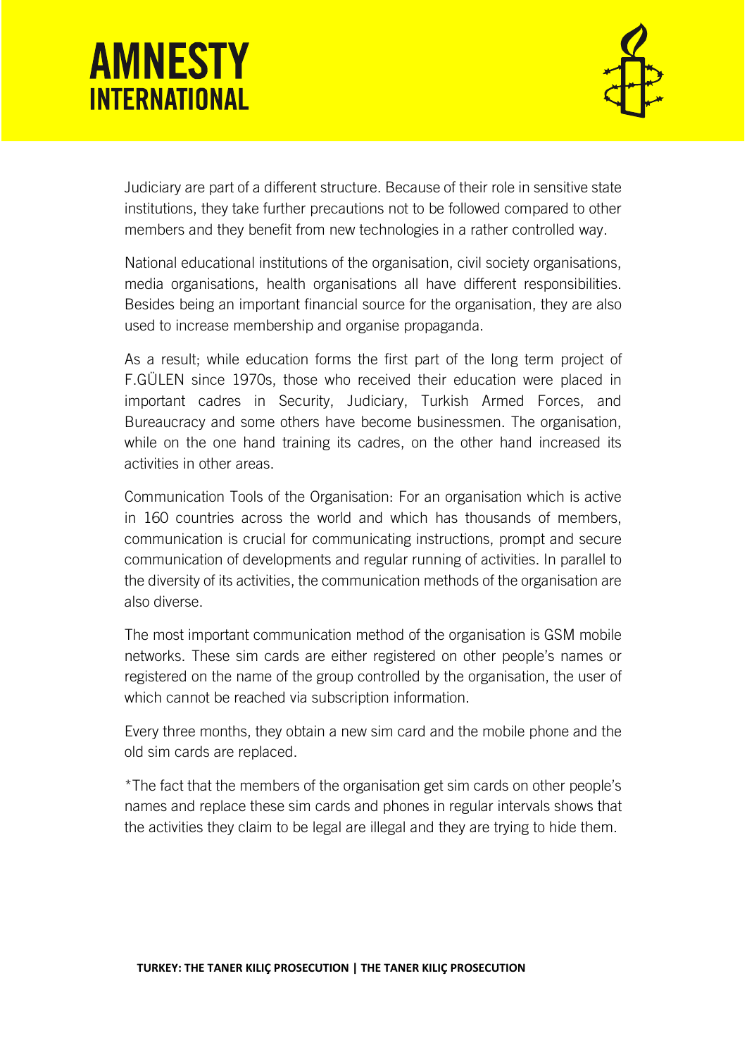Judiciary are part of a different structure. Because of their role in sensitive state institutions, they take further precautions not to be followed compared to other members and they benefit from new technologies in a rather controlled way.

National educational institutions of the organisation, civil society organisations, media organisations, health organisations all have different responsibilities. Besides being an important financial source for the organisation, they are also used to increase membership and organise propaganda.

As a result; while education forms the first part of the long term project of F.GÜLEN since 1970s, those who received their education were placed in important cadres in Security, Judiciary, Turkish Armed Forces, and Bureaucracy and some others have become businessmen. The organisation, while on the one hand training its cadres, on the other hand increased its activities in other areas.

Communication Tools of the Organisation: For an organisation which is active in 160 countries across the world and which has thousands of members, communication is crucial for communicating instructions, prompt and secure communication of developments and regular running of activities. In parallel to the diversity of its activities, the communication methods of the organisation are also diverse.

The most important communication method of the organisation is GSM mobile networks. These sim cards are either registered on other people's names or registered on the name of the group controlled by the organisation, the user of which cannot be reached via subscription information.

Every three months, they obtain a new sim card and the mobile phone and the old sim cards are replaced.

*The fact that the members of the organisation get sim cards on other people's names and replace these sim cards and phones in regular intervals shows that the activities they claim to be legal are illegal and they are trying to hide them.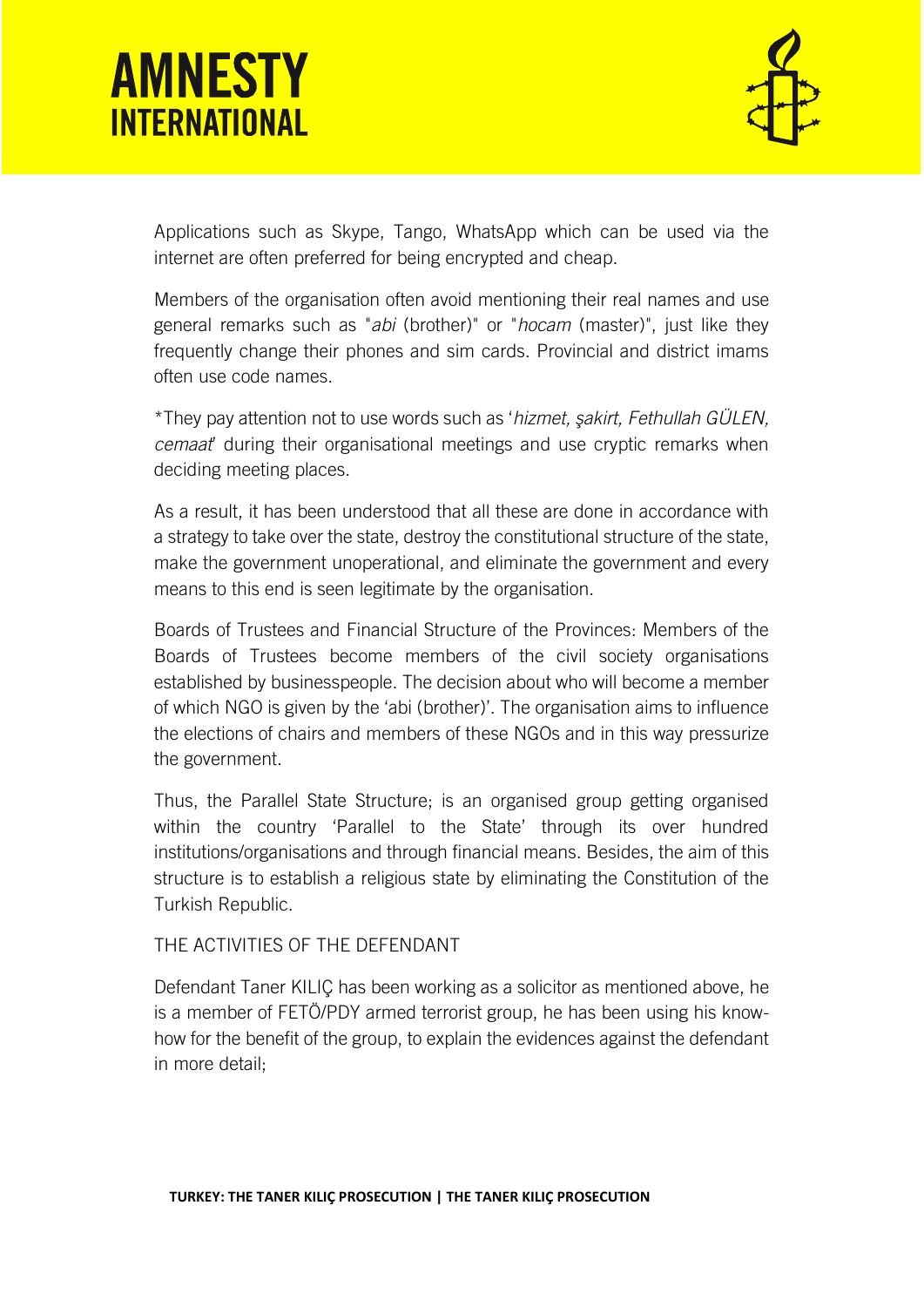Applications such as Skype, Tango, WhatsApp which can be used via the internet are often preferred for being encrypted and cheap.

Members of the organisation often avoid mentioning their real names and use general remarks such as "*abi* (brother)" or "*hocam* (master)", just like they frequently change their phones and sim cards. Provincial and district imams often use code names.

*They pay attention not to use words such as '*hizmet, şakirt, Fethullah GÜLEN, cemaat*' during their organisational meetings and use cryptic remarks when deciding meeting places.

As a result, it has been understood that all these are done in accordance with a strategy to take over the state, destroy the constitutional structure of the state, make the government unoperational, and eliminate the government and every means to this end is seen legitimate by the organisation.

Boards of Trustees and Financial Structure of the Provinces: Members of the Boards of Trustees become members of the civil society organisations established by businesspeople. The decision about who will become a member of which NGO is given by the 'abi (brother)'. The organisation aims to influence the elections of chairs and members of these NGOs and in this way pressurize the government.

Thus, the Parallel State Structure; is an organised group getting organised within the country 'Parallel to the State' through its over hundred institutions/organisations and through financial means. Besides, the aim of this structure is to establish a religious state by eliminating the Constitution of the Turkish Republic.

THE ACTIVITIES OF THE DEFENDANT

Defendant Taner KILIÇ has been working as a solicitor as mentioned above, he is a member of FETÖ/PDY armed terrorist group, he has been using his know-how for the benefit of the group, to explain the evidences against the defendant in more detail;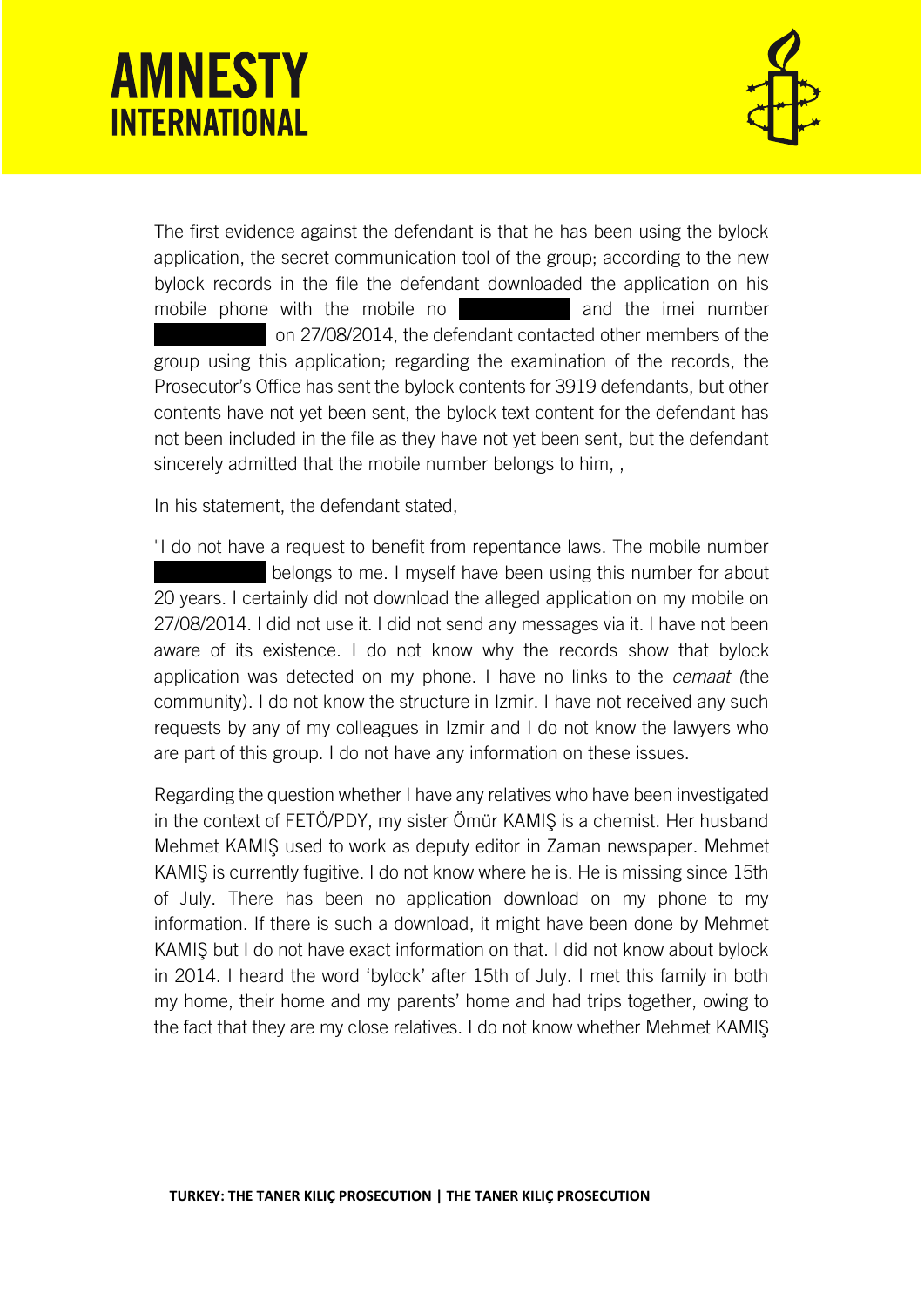The first evidence against the defendant is that he has been using the bylock application, the secret communication tool of the group; according to the new bylock records in the file the defendant downloaded the application on his mobile phone with the mobile no ████████ and the imei number ████████ on 27/08/2014, the defendant contacted other members of the group using this application; regarding the examination of the records, the Prosecutor's Office has sent the bylock contents for 3919 defendants, but other contents have not yet been sent, the bylock text content for the defendant has not been included in the file as they have not yet been sent, but the defendant sincerely admitted that the mobile number belongs to him, ,

In his statement, the defendant stated,

"I do not have a request to benefit from repentance laws. The mobile number ████████ belongs to me. I myself have been using this number for about 20 years. I certainly did not download the alleged application on my mobile on 27/08/2014. I did not use it. I did not send any messages via it. I have not been aware of its existence. I do not know why the records show that bylock application was detected on my phone. I have no links to the *cemaat (*the community). I do not know the structure in Izmir. I have not received any such requests by any of my colleagues in Izmir and I do not know the lawyers who are part of this group. I do not have any information on these issues.

Regarding the question whether I have any relatives who have been investigated in the context of FETÖ/PDY, my sister Ömür KAMIŞ is a chemist. Her husband Mehmet KAMIŞ used to work as deputy editor in Zaman newspaper. Mehmet KAMIŞ is currently fugitive. I do not know where he is. He is missing since 15th of July. There has been no application download on my phone to my information. If there is such a download, it might have been done by Mehmet KAMIŞ but I do not have exact information on that. I did not know about bylock in 2014. I heard the word 'bylock' after 15th of July. I met this family in both my home, their home and my parents' home and had trips together, owing to the fact that they are my close relatives. I do not know whether Mehmet KAMIŞ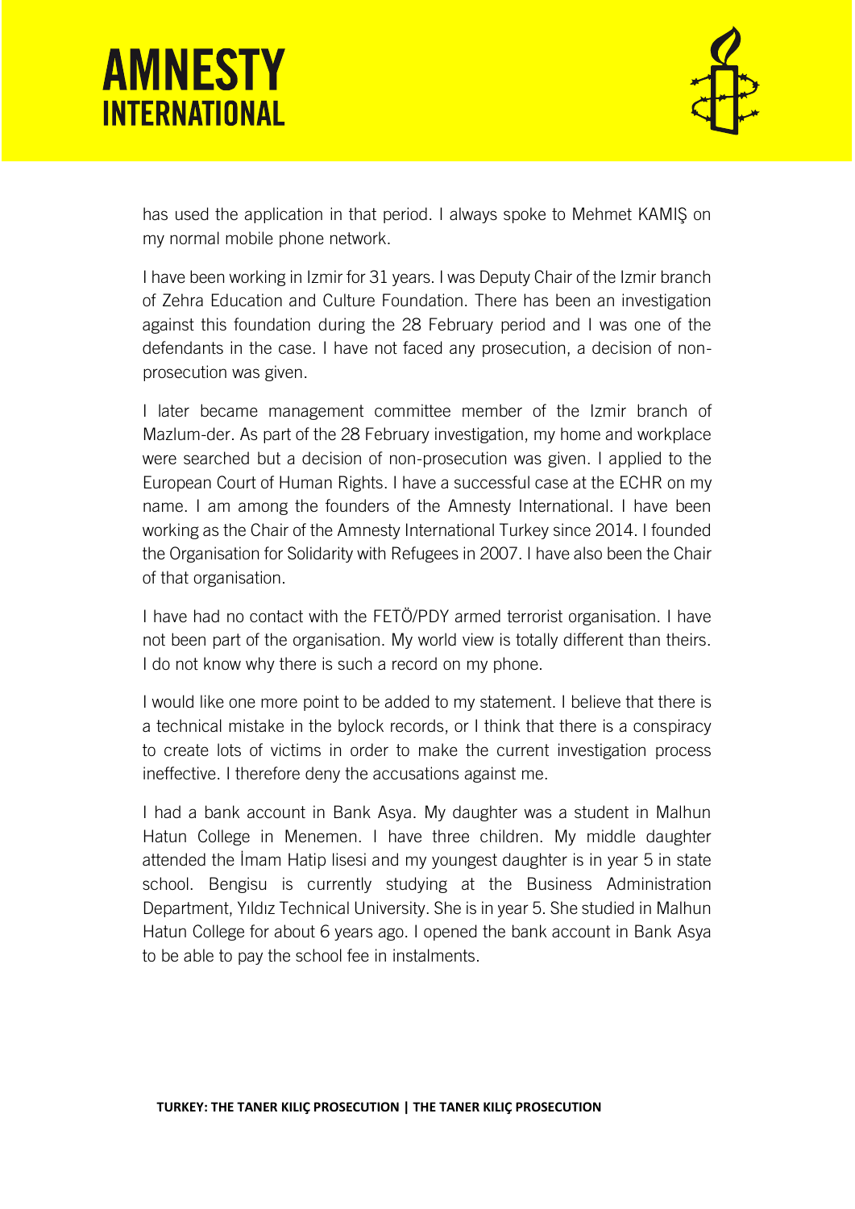has used the application in that period. I always spoke to Mehmet KAMIŞ on my normal mobile phone network.

I have been working in Izmir for 31 years. I was Deputy Chair of the Izmir branch of Zehra Education and Culture Foundation. There has been an investigation against this foundation during the 28 February period and I was one of the defendants in the case. I have not faced any prosecution, a decision of non-prosecution was given.

I later became management committee member of the Izmir branch of Mazlum-der. As part of the 28 February investigation, my home and workplace were searched but a decision of non-prosecution was given. I applied to the European Court of Human Rights. I have a successful case at the ECHR on my name. I am among the founders of the Amnesty International. I have been working as the Chair of the Amnesty International Turkey since 2014. I founded the Organisation for Solidarity with Refugees in 2007. I have also been the Chair of that organisation.

I have had no contact with the FETÖ/PDY armed terrorist organisation. I have not been part of the organisation. My world view is totally different than theirs. I do not know why there is such a record on my phone.

I would like one more point to be added to my statement. I believe that there is a technical mistake in the bylock records, or I think that there is a conspiracy to create lots of victims in order to make the current investigation process ineffective. I therefore deny the accusations against me.

I had a bank account in Bank Asya. My daughter was a student in Malhun Hatun College in Menemen. I have three children. My middle daughter attended the İmam Hatip lisesi and my youngest daughter is in year 5 in state school. Bengisu is currently studying at the Business Administration Department, Yıldız Technical University. She is in year 5. She studied in Malhun Hatun College for about 6 years ago. I opened the bank account in Bank Asya to be able to pay the school fee in instalments.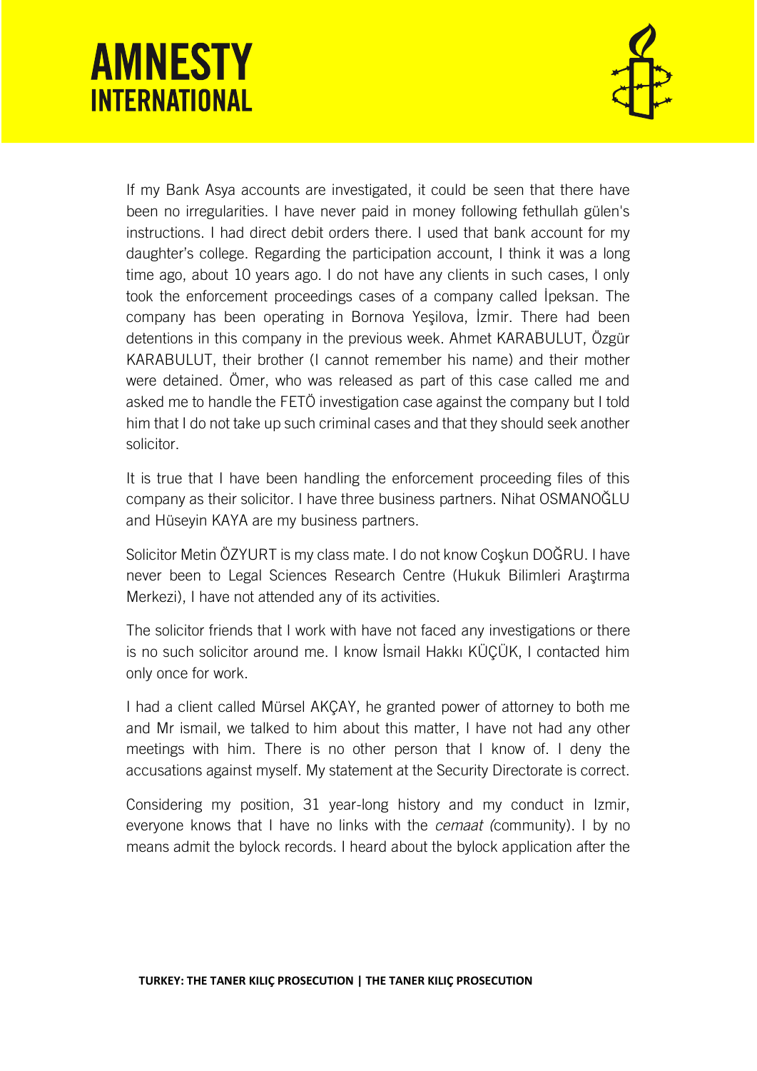If my Bank Asya accounts are investigated, it could be seen that there have been no irregularities. I have never paid in money following fethullah gülen's instructions. I had direct debit orders there. I used that bank account for my daughter's college. Regarding the participation account, I think it was a long time ago, about 10 years ago. I do not have any clients in such cases, I only took the enforcement proceedings cases of a company called İpeksan. The company has been operating in Bornova Yeşilova, İzmir. There had been detentions in this company in the previous week. Ahmet KARABULUT, Özgür KARABULUT, their brother (I cannot remember his name) and their mother were detained. Ömer, who was released as part of this case called me and asked me to handle the FETÖ investigation case against the company but I told him that I do not take up such criminal cases and that they should seek another solicitor.

It is true that I have been handling the enforcement proceeding files of this company as their solicitor. I have three business partners. Nihat OSMANOĞLU and Hüseyin KAYA are my business partners.

Solicitor Metin ÖZYURT is my class mate. I do not know Coşkun DOĞRU. I have never been to Legal Sciences Research Centre (Hukuk Bilimleri Araştırma Merkezi), I have not attended any of its activities.

The solicitor friends that I work with have not faced any investigations or there is no such solicitor around me. I know İsmail Hakkı KÜÇÜK, I contacted him only once for work.

I had a client called Mürsel AKÇAY, he granted power of attorney to both me and Mr ismail, we talked to him about this matter, I have not had any other meetings with him. There is no other person that I know of. I deny the accusations against myself. My statement at the Security Directorate is correct.

Considering my position, 31 year-long history and my conduct in Izmir, everyone knows that I have no links with the *cemaat (*community). I by no means admit the bylock records. I heard about the bylock application after the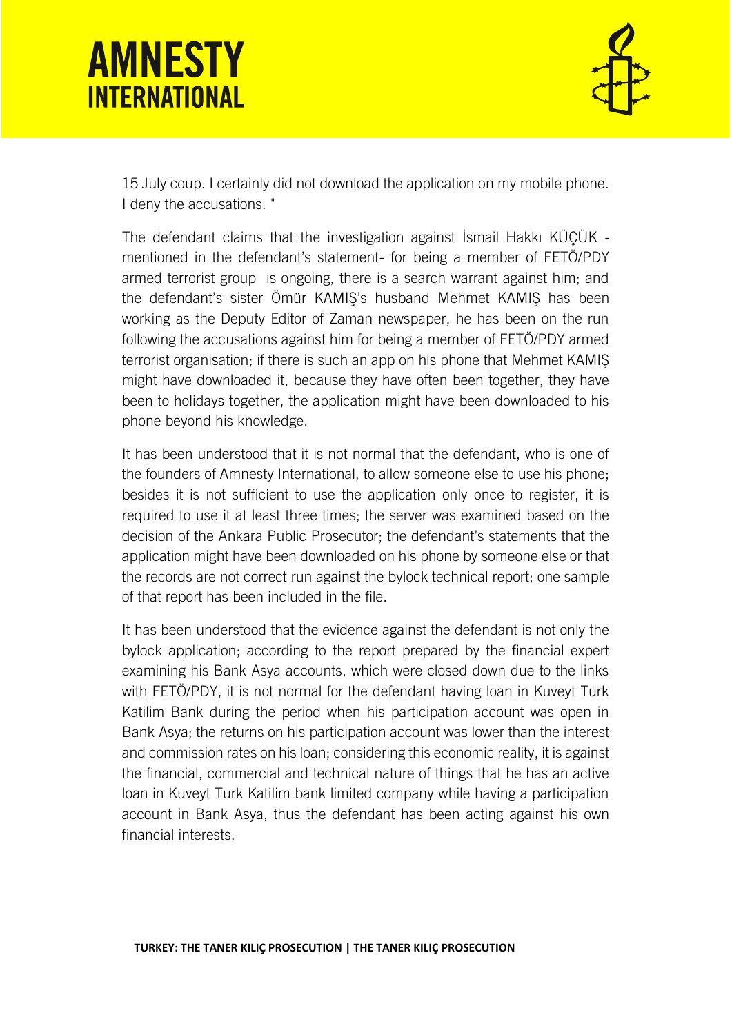15 July coup. I certainly did not download the application on my mobile phone. I deny the accusations. "

The defendant claims that the investigation against İsmail Hakkı KÜÇÜK - mentioned in the defendant's statement- for being a member of FETÖ/PDY armed terrorist group is ongoing, there is a search warrant against him; and the defendant's sister Ömür KAMIŞ's husband Mehmet KAMIŞ has been working as the Deputy Editor of Zaman newspaper, he has been on the run following the accusations against him for being a member of FETÖ/PDY armed terrorist organisation; if there is such an app on his phone that Mehmet KAMIŞ might have downloaded it, because they have often been together, they have been to holidays together, the application might have been downloaded to his phone beyond his knowledge.

It has been understood that it is not normal that the defendant, who is one of the founders of Amnesty International, to allow someone else to use his phone; besides it is not sufficient to use the application only once to register, it is required to use it at least three times; the server was examined based on the decision of the Ankara Public Prosecutor; the defendant's statements that the application might have been downloaded on his phone by someone else or that the records are not correct run against the bylock technical report; one sample of that report has been included in the file.

It has been understood that the evidence against the defendant is not only the bylock application; according to the report prepared by the financial expert examining his Bank Asya accounts, which were closed down due to the links with FETÖ/PDY, it is not normal for the defendant having loan in Kuveyt Turk Katilim Bank during the period when his participation account was open in Bank Asya; the returns on his participation account was lower than the interest and commission rates on his loan; considering this economic reality, it is against the financial, commercial and technical nature of things that he has an active loan in Kuveyt Turk Katilim bank limited company while having a participation account in Bank Asya, thus the defendant has been acting against his own financial interests,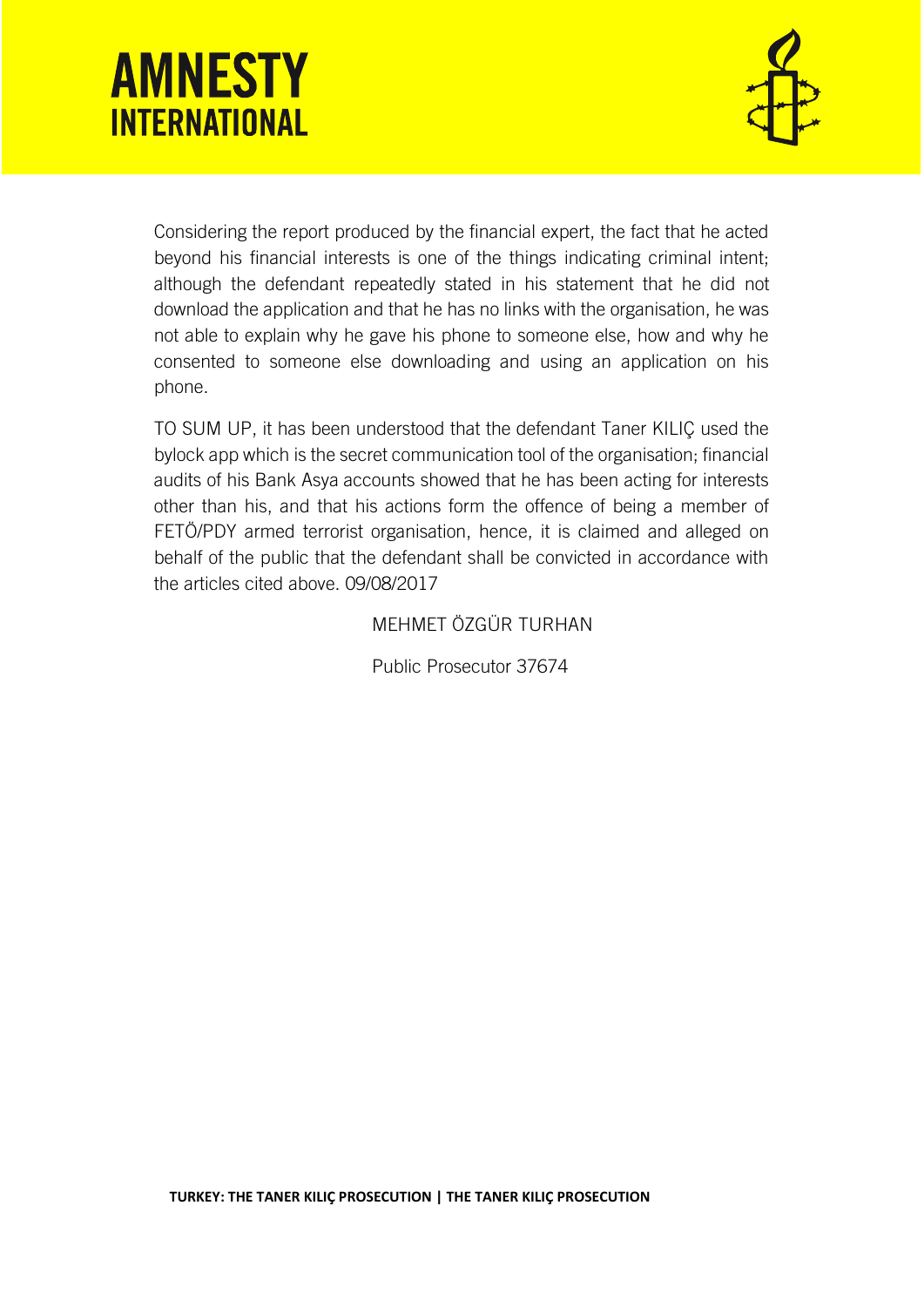Considering the report produced by the financial expert, the fact that he acted beyond his financial interests is one of the things indicating criminal intent; although the defendant repeatedly stated in his statement that he did not download the application and that he has no links with the organisation, he was not able to explain why he gave his phone to someone else, how and why he consented to someone else downloading and using an application on his phone.

TO SUM UP, it has been understood that the defendant Taner KILIÇ used the bylock app which is the secret communication tool of the organisation; financial audits of his Bank Asya accounts showed that he has been acting for interests other than his, and that his actions form the offence of being a member of FETÖ/PDY armed terrorist organisation, hence, it is claimed and alleged on behalf of the public that the defendant shall be convicted in accordance with the articles cited above. 09/08/2017

MEHMET ÖZGÜR TURHAN

Public Prosecutor 37674